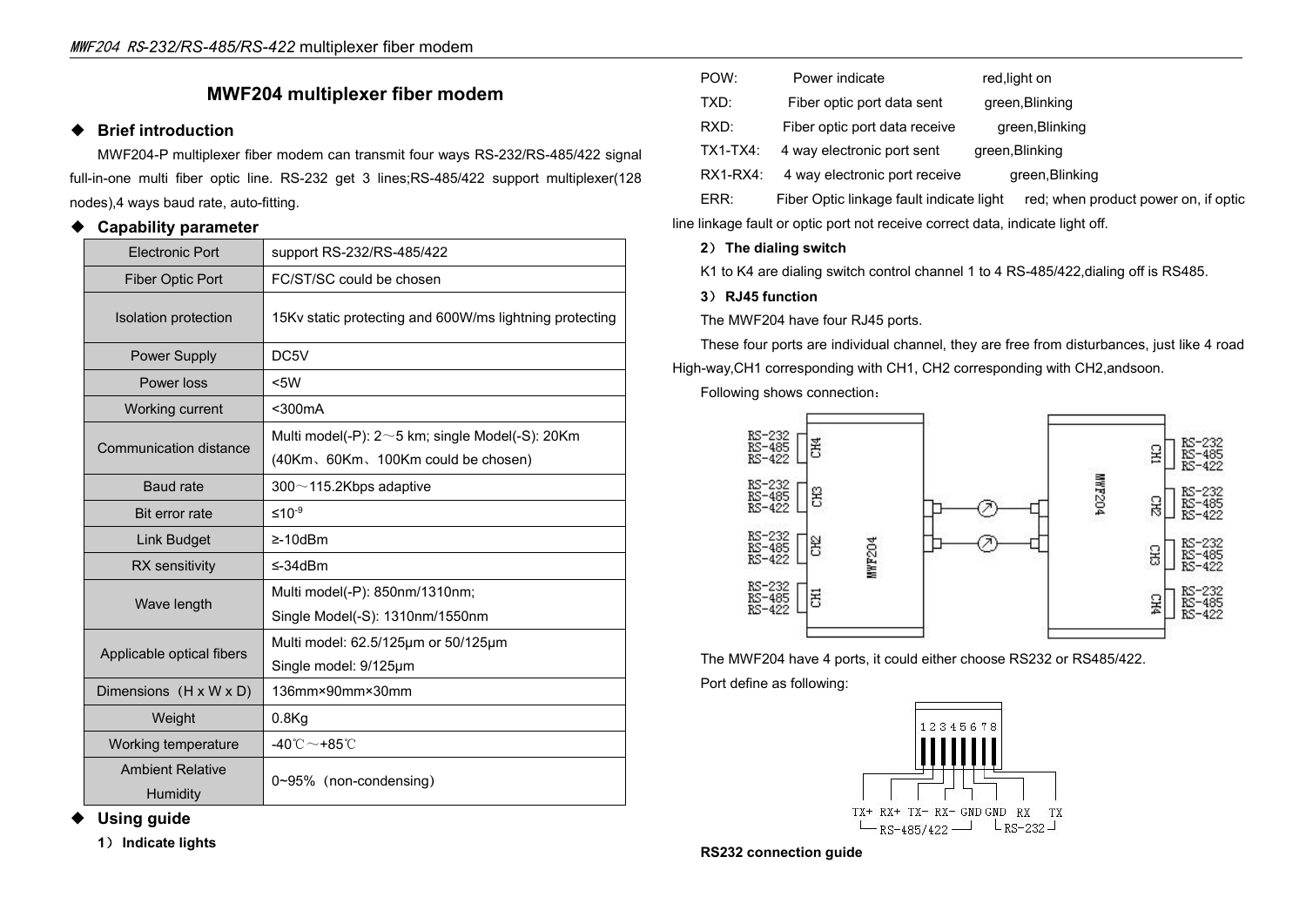# MWF204 multiplexer fiber modem

## ◆ Brief introduction

MWF204-P multiplexer fiber modem can transmit four ways RS-232/RS-485/422 signal full-in-one multi fiber optic line. RS-232 get 3 lines;RS-485/422 support multiplexer(128 nodes),4 ways baud rate, auto-fitting.

## ◆ Capability parameter

| Electronic Port | support RS-232/RS-485/422 |
|---|---|
| Fiber Optic Port | FC/ST/SC could be chosen |
| Isolation protection | 15Kv static protecting and 600W/ms lightning protecting |
| Power Supply | DC5V |
| Power loss | <5W |
| Working current | <300mA |
| Communication distance | Multi model(-P): 2～5 km; single Model(-S): 20Km (40Km、60Km、100Km could be chosen) |
| Baud rate | 300～115.2Kbps adaptive |
| Bit error rate | $\leq 10^{-9}$ |
| Link Budget | ≥-10dBm |
| RX sensitivity | ≤-34dBm |
| Wave length | Multi model(-P): 850nm/1310nm; Single Model(-S): 1310nm/1550nm |
| Applicable optical fibers | Multi model: 62.5/125μm or 50/125μm Single model: 9/125μm |
| Dimensions（H x W x D) | 136mm×90mm×30mm |
| Weight | 0.8Kg |
| Working temperature | -40℃～+85℃ |
| Ambient Relative Humidity | 0~95%（non-condensing） |

## ◆ Using guide

**1） Indicate lights**

POW: Power indicate red,light on

TXD: Fiber optic port data sent green,Blinking

RXD: Fiber optic port data receive green,Blinking

TX1-TX4: 4 way electronic port sent green,Blinking

RX1-RX4: 4 way electronic port receive green,Blinking

ERR: Fiber Optic linkage fault indicate light red; when product power on, if optic line linkage fault or optic port not receive correct data, indicate light off.

**2） The dialing switch**

K1 to K4 are dialing switch control channel 1 to 4 RS-485/422,dialing off is RS485.

**3） RJ45 function**

The MWF204 have four RJ45 ports.

These four ports are individual channel, they are free from disturbances, just like 4 road High-way,CH1 corresponding with CH1, CH2 corresponding with CH2,andsoon.

Following shows connection：

The MWF204 have 4 ports, it could either choose RS232 or RS485/422.

Port define as following:

**RS232 connection guide**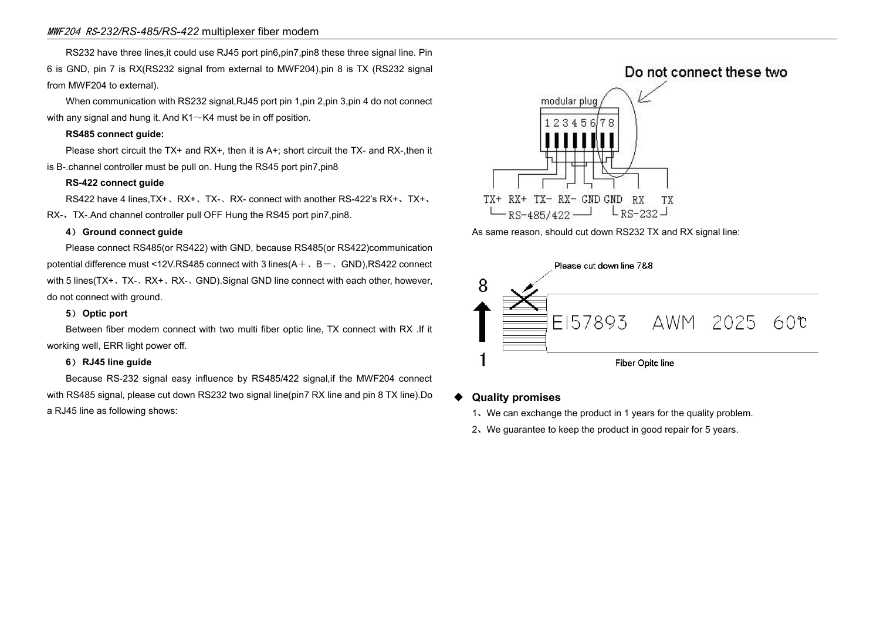RS232 have three lines,it could use RJ45 port pin6,pin7,pin8 these three signal line. Pin 6 is GND, pin 7 is RX(RS232 signal from external to MWF204),pin 8 is TX (RS232 signal from MWF204 to external).

When communication with RS232 signal,RJ45 port pin 1,pin 2,pin 3,pin 4 do not connect with any signal and hung it. And K1～K4 must be in off position.

**RS485 connect guide:**

Please short circuit the TX+ and RX+, then it is A+; short circuit the TX- and RX-,then it is B-.channel controller must be pull on. Hung the RS45 port pin7,pin8

**RS-422 connect guide**

RS422 have 4 lines,TX+、RX+、TX-、RX- connect with another RS-422's RX+、TX+、RX-、TX-.And channel controller pull OFF Hung the RS45 port pin7,pin8.

**4）Ground connect guide**

Please connect RS485(or RS422) with GND, because RS485(or RS422)communication potential difference must <12V.RS485 connect with 3 lines(A＋、B－、GND),RS422 connect with 5 lines(TX+、TX-、RX+、RX-、GND).Signal GND line connect with each other, however, do not connect with ground.

**5）Optic port**

Between fiber modem connect with two multi fiber optic line, TX connect with RX .If it working well, ERR light power off.

**6）RJ45 line guide**

Because RS-232 signal easy influence by RS485/422 signal,if the MWF204 connect with RS485 signal, please cut down RS232 two signal line(pin7 RX line and pin 8 TX line).Do a RJ45 line as following shows:

Do not connect these two

modular plug

1 2 3 4 5 6 7 8

TX+ RX+ TX- RX- GND GND RX TX

RS-485/422

RS-232

As same reason, should cut down RS232 TX and RX signal line:

Please cut down line 7&8

8

1

EI57893 AWM 2025 60℃

Fiber Opitc line

## ◆ Quality promises

1、We can exchange the product in 1 years for the quality problem.

2、We guarantee to keep the product in good repair for 5 years.